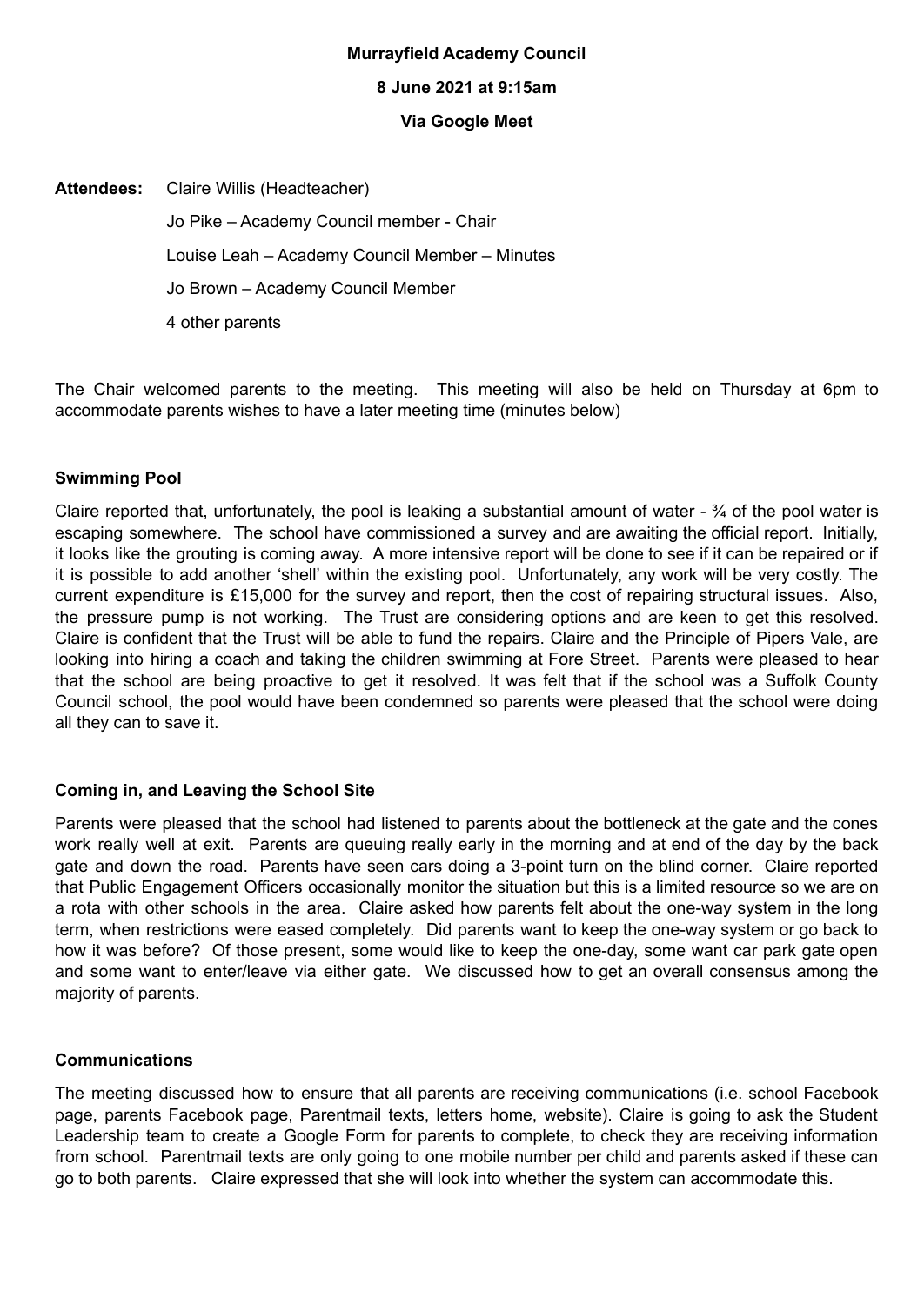**Murrayfield Academy Council**

**8 June 2021 at 9:15am**

**Via Google Meet**

**Attendees:** Claire Willis (Headteacher)

Jo Pike – Academy Council member - Chair

Louise Leah – Academy Council Member – Minutes

Jo Brown – Academy Council Member

4 other parents

The Chair welcomed parents to the meeting. This meeting will also be held on Thursday at 6pm to accommodate parents wishes to have a later meeting time (minutes below)

### Swimming Pool

Claire reported that, unfortunately, the pool is leaking a substantial amount of water - ¾ of the pool water is escaping somewhere. The school have commissioned a survey and are awaiting the official report. Initially, it looks like the grouting is coming away. A more intensive report will be done to see if it can be repaired or if it is possible to add another 'shell' within the existing pool. Unfortunately, any work will be very costly. The current expenditure is £15,000 for the survey and report, then the cost of repairing structural issues. Also, the pressure pump is not working. The Trust are considering options and are keen to get this resolved. Claire is confident that the Trust will be able to fund the repairs. Claire and the Principle of Pipers Vale, are looking into hiring a coach and taking the children swimming at Fore Street. Parents were pleased to hear that the school are being proactive to get it resolved. It was felt that if the school was a Suffolk County Council school, the pool would have been condemned so parents were pleased that the school were doing all they can to save it.

### Coming in, and Leaving the School Site

Parents were pleased that the school had listened to parents about the bottleneck at the gate and the cones work really well at exit. Parents are queuing really early in the morning and at end of the day by the back gate and down the road. Parents have seen cars doing a 3-point turn on the blind corner. Claire reported that Public Engagement Officers occasionally monitor the situation but this is a limited resource so we are on a rota with other schools in the area. Claire asked how parents felt about the one-way system in the long term, when restrictions were eased completely. Did parents want to keep the one-way system or go back to how it was before? Of those present, some would like to keep the one-day, some want car park gate open and some want to enter/leave via either gate. We discussed how to get an overall consensus among the majority of parents.

### Communications

The meeting discussed how to ensure that all parents are receiving communications (i.e. school Facebook page, parents Facebook page, Parentmail texts, letters home, website). Claire is going to ask the Student Leadership team to create a Google Form for parents to complete, to check they are receiving information from school. Parentmail texts are only going to one mobile number per child and parents asked if these can go to both parents. Claire expressed that she will look into whether the system can accommodate this.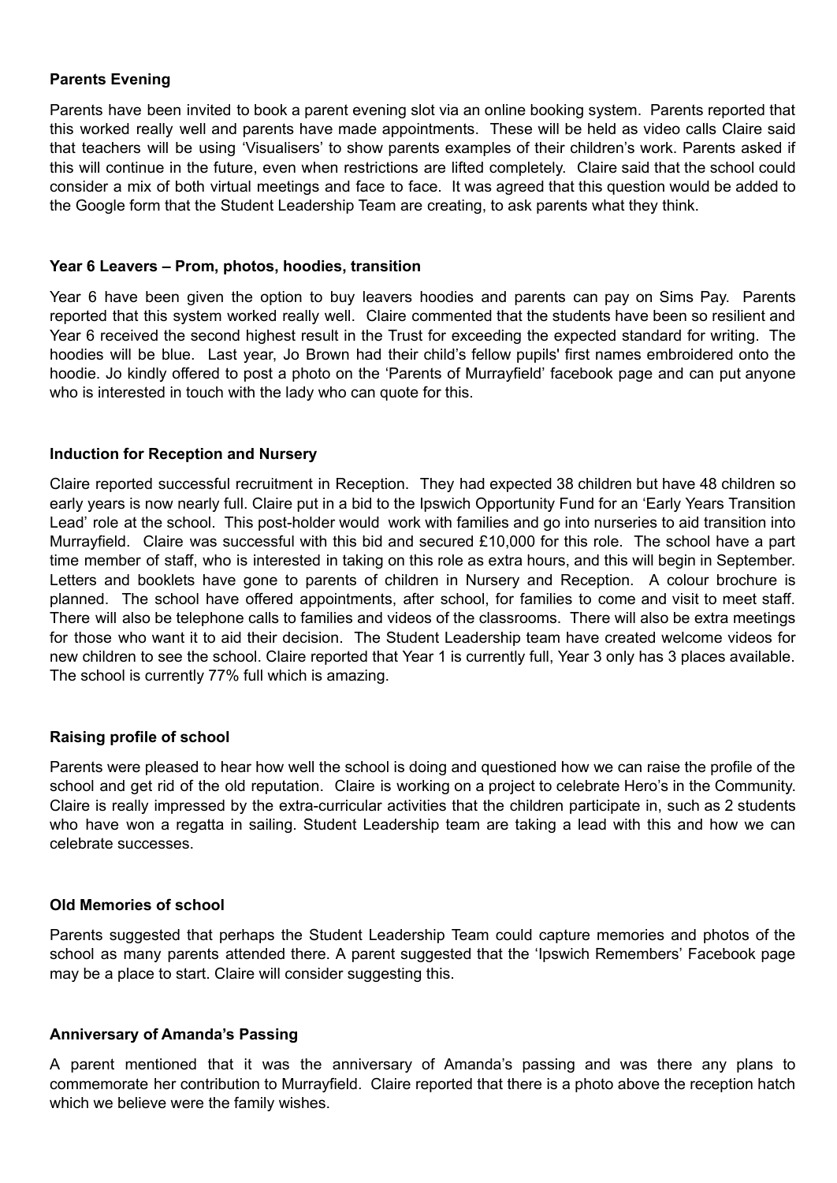**Parents Evening**

Parents have been invited to book a parent evening slot via an online booking system. Parents reported that this worked really well and parents have made appointments. These will be held as video calls Claire said that teachers will be using 'Visualisers' to show parents examples of their children's work. Parents asked if this will continue in the future, even when restrictions are lifted completely. Claire said that the school could consider a mix of both virtual meetings and face to face. It was agreed that this question would be added to the Google form that the Student Leadership Team are creating, to ask parents what they think.

**Year 6 Leavers – Prom, photos, hoodies, transition**

Year 6 have been given the option to buy leavers hoodies and parents can pay on Sims Pay. Parents reported that this system worked really well. Claire commented that the students have been so resilient and Year 6 received the second highest result in the Trust for exceeding the expected standard for writing. The hoodies will be blue. Last year, Jo Brown had their child's fellow pupils' first names embroidered onto the hoodie. Jo kindly offered to post a photo on the 'Parents of Murrayfield' facebook page and can put anyone who is interested in touch with the lady who can quote for this.

**Induction for Reception and Nursery**

Claire reported successful recruitment in Reception. They had expected 38 children but have 48 children so early years is now nearly full. Claire put in a bid to the Ipswich Opportunity Fund for an 'Early Years Transition Lead' role at the school. This post-holder would work with families and go into nurseries to aid transition into Murrayfield. Claire was successful with this bid and secured £10,000 for this role. The school have a part time member of staff, who is interested in taking on this role as extra hours, and this will begin in September. Letters and booklets have gone to parents of children in Nursery and Reception. A colour brochure is planned. The school have offered appointments, after school, for families to come and visit to meet staff. There will also be telephone calls to families and videos of the classrooms. There will also be extra meetings for those who want it to aid their decision. The Student Leadership team have created welcome videos for new children to see the school. Claire reported that Year 1 is currently full, Year 3 only has 3 places available. The school is currently 77% full which is amazing.

**Raising profile of school**

Parents were pleased to hear how well the school is doing and questioned how we can raise the profile of the school and get rid of the old reputation. Claire is working on a project to celebrate Hero's in the Community. Claire is really impressed by the extra-curricular activities that the children participate in, such as 2 students who have won a regatta in sailing. Student Leadership team are taking a lead with this and how we can celebrate successes.

**Old Memories of school**

Parents suggested that perhaps the Student Leadership Team could capture memories and photos of the school as many parents attended there. A parent suggested that the 'Ipswich Remembers' Facebook page may be a place to start. Claire will consider suggesting this.

**Anniversary of Amanda's Passing**

A parent mentioned that it was the anniversary of Amanda's passing and was there any plans to commemorate her contribution to Murrayfield. Claire reported that there is a photo above the reception hatch which we believe were the family wishes.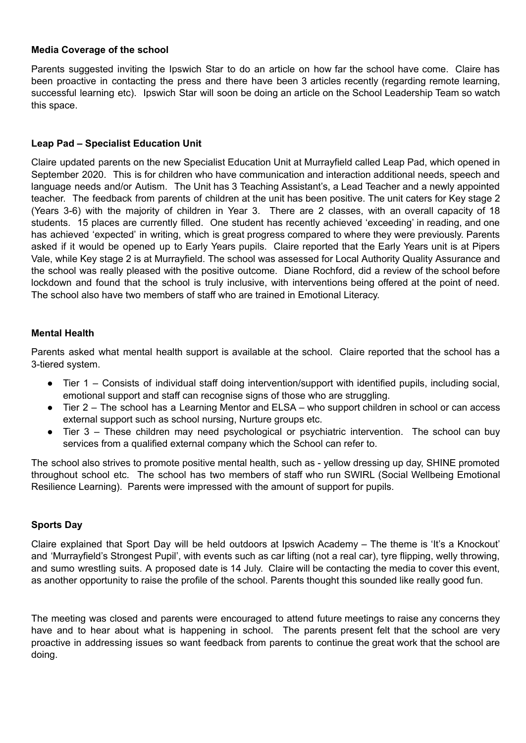**Media Coverage of the school**

Parents suggested inviting the Ipswich Star to do an article on how far the school have come. Claire has been proactive in contacting the press and there have been 3 articles recently (regarding remote learning, successful learning etc). Ipswich Star will soon be doing an article on the School Leadership Team so watch this space.

**Leap Pad – Specialist Education Unit**

Claire updated parents on the new Specialist Education Unit at Murrayfield called Leap Pad, which opened in September 2020. This is for children who have communication and interaction additional needs, speech and language needs and/or Autism. The Unit has 3 Teaching Assistant's, a Lead Teacher and a newly appointed teacher. The feedback from parents of children at the unit has been positive. The unit caters for Key stage 2 (Years 3-6) with the majority of children in Year 3. There are 2 classes, with an overall capacity of 18 students. 15 places are currently filled. One student has recently achieved 'exceeding' in reading, and one has achieved 'expected' in writing, which is great progress compared to where they were previously. Parents asked if it would be opened up to Early Years pupils. Claire reported that the Early Years unit is at Pipers Vale, while Key stage 2 is at Murrayfield. The school was assessed for Local Authority Quality Assurance and the school was really pleased with the positive outcome. Diane Rochford, did a review of the school before lockdown and found that the school is truly inclusive, with interventions being offered at the point of need. The school also have two members of staff who are trained in Emotional Literacy.

**Mental Health**

Parents asked what mental health support is available at the school. Claire reported that the school has a 3-tiered system.

- Tier 1 – Consists of individual staff doing intervention/support with identified pupils, including social, emotional support and staff can recognise signs of those who are struggling.
- Tier 2 – The school has a Learning Mentor and ELSA – who support children in school or can access external support such as school nursing, Nurture groups etc.
- Tier 3 – These children may need psychological or psychiatric intervention. The school can buy services from a qualified external company which the School can refer to.

The school also strives to promote positive mental health, such as - yellow dressing up day, SHINE promoted throughout school etc. The school has two members of staff who run SWIRL (Social Wellbeing Emotional Resilience Learning). Parents were impressed with the amount of support for pupils.

**Sports Day**

Claire explained that Sport Day will be held outdoors at Ipswich Academy – The theme is 'It's a Knockout' and 'Murrayfield's Strongest Pupil', with events such as car lifting (not a real car), tyre flipping, welly throwing, and sumo wrestling suits. A proposed date is 14 July. Claire will be contacting the media to cover this event, as another opportunity to raise the profile of the school. Parents thought this sounded like really good fun.

The meeting was closed and parents were encouraged to attend future meetings to raise any concerns they have and to hear about what is happening in school. The parents present felt that the school are very proactive in addressing issues so want feedback from parents to continue the great work that the school are doing.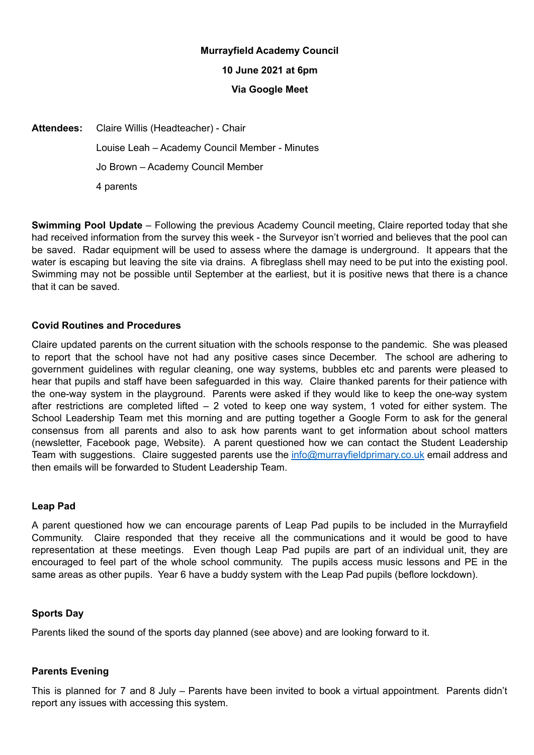**Murrayfield Academy Council**

**10 June 2021 at 6pm**

**Via Google Meet**

**Attendees:** Claire Willis (Headteacher) - Chair

Louise Leah – Academy Council Member - Minutes

Jo Brown – Academy Council Member

4 parents

**Swimming Pool Update** – Following the previous Academy Council meeting, Claire reported today that she had received information from the survey this week - the Surveyor isn't worried and believes that the pool can be saved. Radar equipment will be used to assess where the damage is underground. It appears that the water is escaping but leaving the site via drains. A fibreglass shell may need to be put into the existing pool. Swimming may not be possible until September at the earliest, but it is positive news that there is a chance that it can be saved.

**Covid Routines and Procedures**

Claire updated parents on the current situation with the schools response to the pandemic. She was pleased to report that the school have not had any positive cases since December. The school are adhering to government guidelines with regular cleaning, one way systems, bubbles etc and parents were pleased to hear that pupils and staff have been safeguarded in this way. Claire thanked parents for their patience with the one-way system in the playground. Parents were asked if they would like to keep the one-way system after restrictions are completed lifted – 2 voted to keep one way system, 1 voted for either system. The School Leadership Team met this morning and are putting together a Google Form to ask for the general consensus from all parents and also to ask how parents want to get information about school matters (newsletter, Facebook page, Website). A parent questioned how we can contact the Student Leadership Team with suggestions. Claire suggested parents use the [info@murrayfieldprimary.co.uk](mailto:info@murrayfieldprimary.co.uk) email address and then emails will be forwarded to Student Leadership Team.

**Leap Pad**

A parent questioned how we can encourage parents of Leap Pad pupils to be included in the Murrayfield Community. Claire responded that they receive all the communications and it would be good to have representation at these meetings. Even though Leap Pad pupils are part of an individual unit, they are encouraged to feel part of the whole school community. The pupils access music lessons and PE in the same areas as other pupils. Year 6 have a buddy system with the Leap Pad pupils (beflore lockdown).

**Sports Day**

Parents liked the sound of the sports day planned (see above) and are looking forward to it.

**Parents Evening**

This is planned for 7 and 8 July – Parents have been invited to book a virtual appointment. Parents didn't report any issues with accessing this system.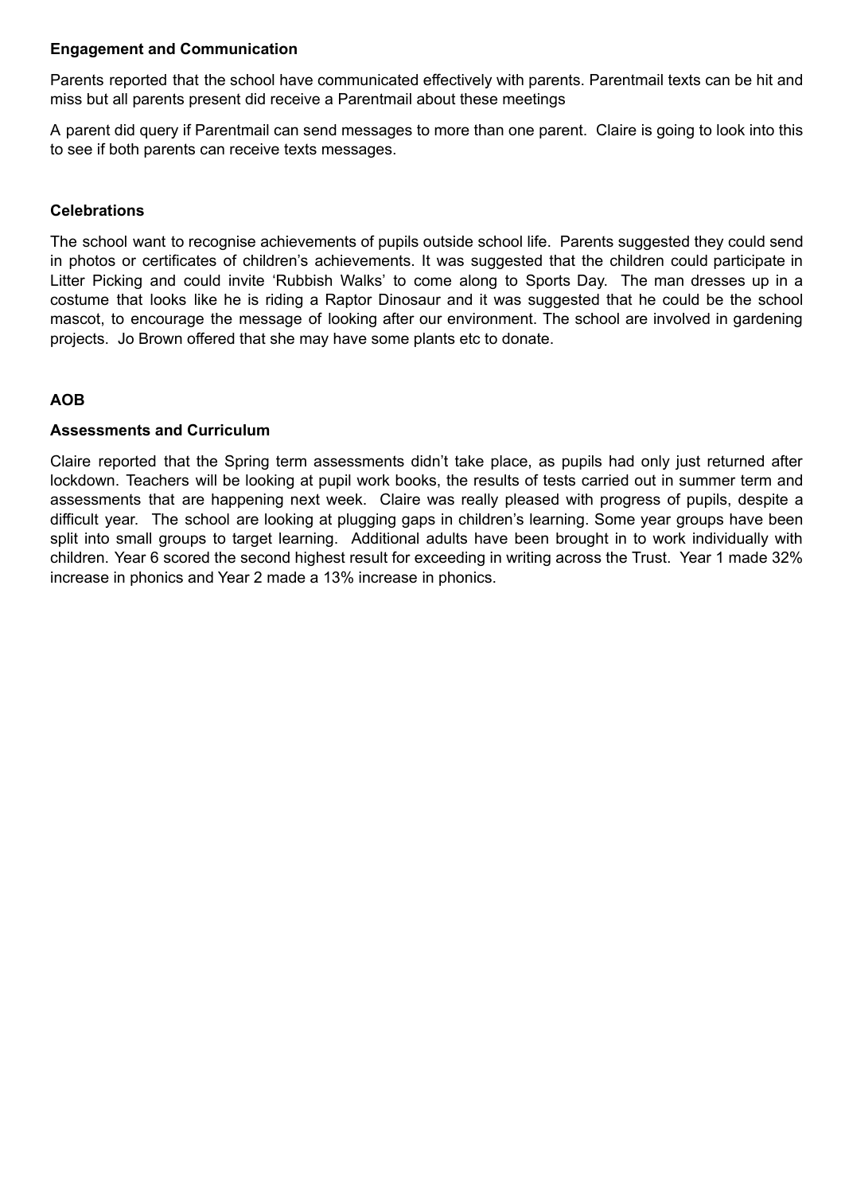**Engagement and Communication**

Parents reported that the school have communicated effectively with parents. Parentmail texts can be hit and miss but all parents present did receive a Parentmail about these meetings

A parent did query if Parentmail can send messages to more than one parent. Claire is going to look into this to see if both parents can receive texts messages.

**Celebrations**

The school want to recognise achievements of pupils outside school life. Parents suggested they could send in photos or certificates of children's achievements. It was suggested that the children could participate in Litter Picking and could invite 'Rubbish Walks' to come along to Sports Day. The man dresses up in a costume that looks like he is riding a Raptor Dinosaur and it was suggested that he could be the school mascot, to encourage the message of looking after our environment. The school are involved in gardening projects. Jo Brown offered that she may have some plants etc to donate.

**AOB**

**Assessments and Curriculum**

Claire reported that the Spring term assessments didn't take place, as pupils had only just returned after lockdown. Teachers will be looking at pupil work books, the results of tests carried out in summer term and assessments that are happening next week. Claire was really pleased with progress of pupils, despite a difficult year. The school are looking at plugging gaps in children's learning. Some year groups have been split into small groups to target learning. Additional adults have been brought in to work individually with children. Year 6 scored the second highest result for exceeding in writing across the Trust. Year 1 made 32% increase in phonics and Year 2 made a 13% increase in phonics.